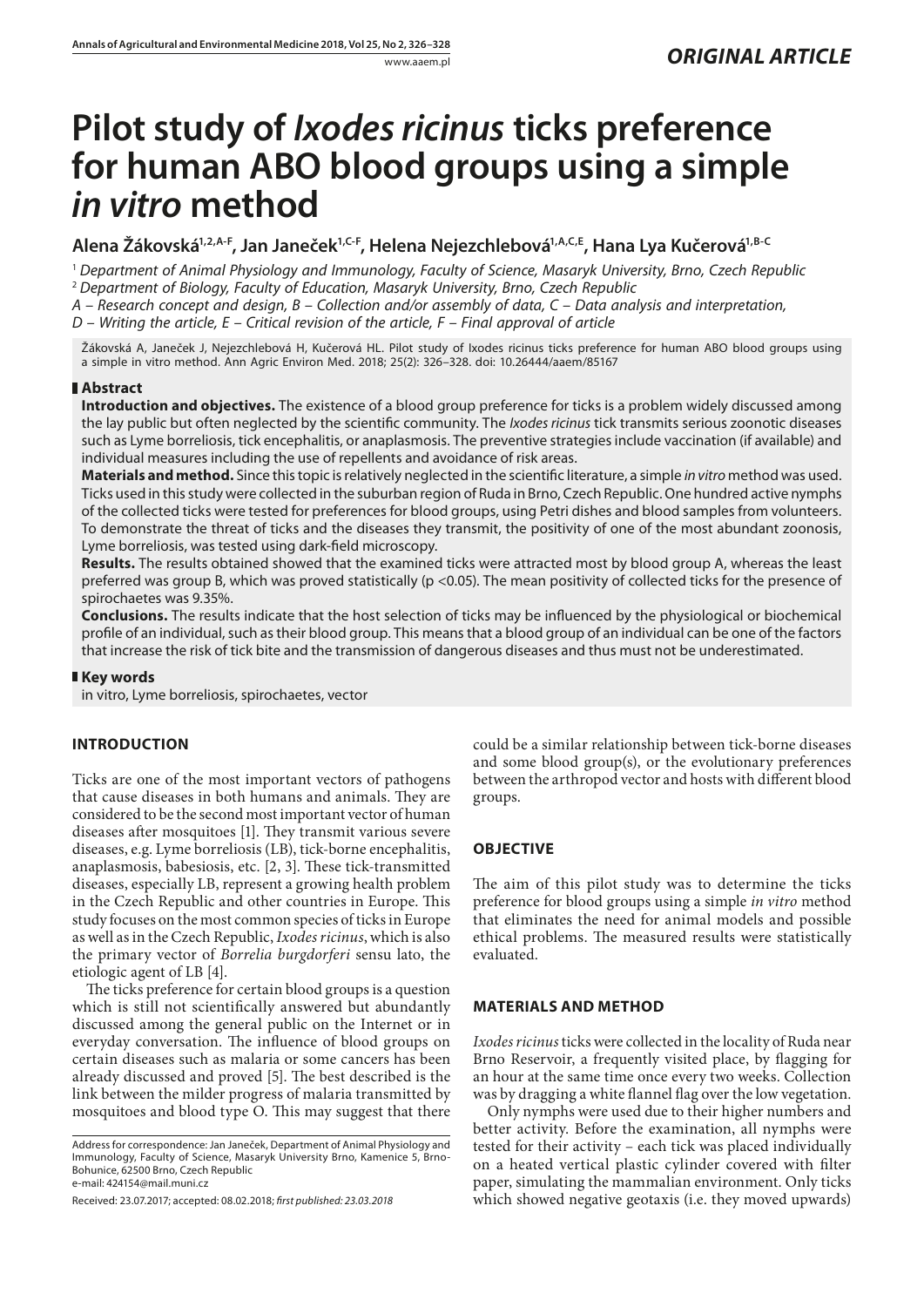*ORIGINAL ARTICLE*

# Pilot study of *Ixodes ricinus* ticks preference for human ABO blood groups using a simple *in vitro* method

**Alena Žákovská[1,2,A-F], Jan Janeček[1,C-F], Helena Nejezchlebová[1,A,C,E], Hana Lya Kučerová[1,B-C]**

[1] *Department of Animal Physiology and Immunology, Faculty of Science, Masaryk University, Brno, Czech Republic*
[2] *Department of Biology, Faculty of Education, Masaryk University, Brno, Czech Republic*
*A – Research concept and design, B – Collection and/or assembly of data, C – Data analysis and interpretation, D – Writing the article, E – Critical revision of the article, F – Final approval of article*

Žákovská A, Janeček J, Nejezchlebová H, Kučerová HL. Pilot study of Ixodes ricinus ticks preference for human ABO blood groups using a simple in vitro method. Ann Agric Environ Med. 2018; 25(2): 326–328. doi: 10.26444/aaem/85167

## Abstract

**Introduction and objectives.** The existence of a blood group preference for ticks is a problem widely discussed among the lay public but often neglected by the scientific community. The *Ixodes ricinus* tick transmits serious zoonotic diseases such as Lyme borreliosis, tick encephalitis, or anaplasmosis. The preventive strategies include vaccination (if available) and individual measures including the use of repellents and avoidance of risk areas.

**Materials and method.** Since this topic is relatively neglected in the scientific literature, a simple *in vitro* method was used. Ticks used in this study were collected in the suburban region of Ruda in Brno, Czech Republic. One hundred active nymphs of the collected ticks were tested for preferences for blood groups, using Petri dishes and blood samples from volunteers. To demonstrate the threat of ticks and the diseases they transmit, the positivity of one of the most abundant zoonosis, Lyme borreliosis, was tested using dark-field microscopy.

**Results.** The results obtained showed that the examined ticks were attracted most by blood group A, whereas the least preferred was group B, which was proved statistically ($p < 0.05$). The mean positivity of collected ticks for the presence of spirochaetes was 9.35%.

**Conclusions.** The results indicate that the host selection of ticks may be influenced by the physiological or biochemical profile of an individual, such as their blood group. This means that a blood group of an individual can be one of the factors that increase the risk of tick bite and the transmission of dangerous diseases and thus must not be underestimated.

## Key words

in vitro, Lyme borreliosis, spirochaetes, vector

## INTRODUCTION

Ticks are one of the most important vectors of pathogens that cause diseases in both humans and animals. They are considered to be the second most important vector of human diseases after mosquitoes [1]. They transmit various severe diseases, e.g. Lyme borreliosis (LB), tick-borne encephalitis, anaplasmosis, babesiosis, etc. [2, 3]. These tick-transmitted diseases, especially LB, represent a growing health problem in the Czech Republic and other countries in Europe. This study focuses on the most common species of ticks in Europe as well as in the Czech Republic, *Ixodes ricinus*, which is also the primary vector of *Borrelia burgdorferi* sensu lato, the etiologic agent of LB [4].

The ticks preference for certain blood groups is a question which is still not scientifically answered but abundantly discussed among the general public on the Internet or in everyday conversation. The influence of blood groups on certain diseases such as malaria or some cancers has been already discussed and proved [5]. The best described is the link between the milder progress of malaria transmitted by mosquitoes and blood type O. This may suggest that there could be a similar relationship between tick-borne diseases and some blood group(s), or the evolutionary preferences between the arthropod vector and hosts with different blood groups.

Address for correspondence: Jan Janeček, Department of Animal Physiology and Immunology, Faculty of Science, Masaryk University Brno, Kamenice 5, Brno-Bohunice, 62500 Brno, Czech Republic
e-mail: 424154@mail.muni.cz

Received: 23.07.2017; accepted: 08.02.2018; *first published: 23.03.2018*

## OBJECTIVE

The aim of this pilot study was to determine the ticks preference for blood groups using a simple *in vitro* method that eliminates the need for animal models and possible ethical problems. The measured results were statistically evaluated.

## MATERIALS AND METHOD

*Ixodes ricinus* ticks were collected in the locality of Ruda near Brno Reservoir, a frequently visited place, by flagging for an hour at the same time once every two weeks. Collection was by dragging a white flannel flag over the low vegetation.

Only nymphs were used due to their higher numbers and better activity. Before the examination, all nymphs were tested for their activity – each tick was placed individually on a heated vertical plastic cylinder covered with filter paper, simulating the mammalian environment. Only ticks which showed negative geotaxis (i.e. they moved upwards)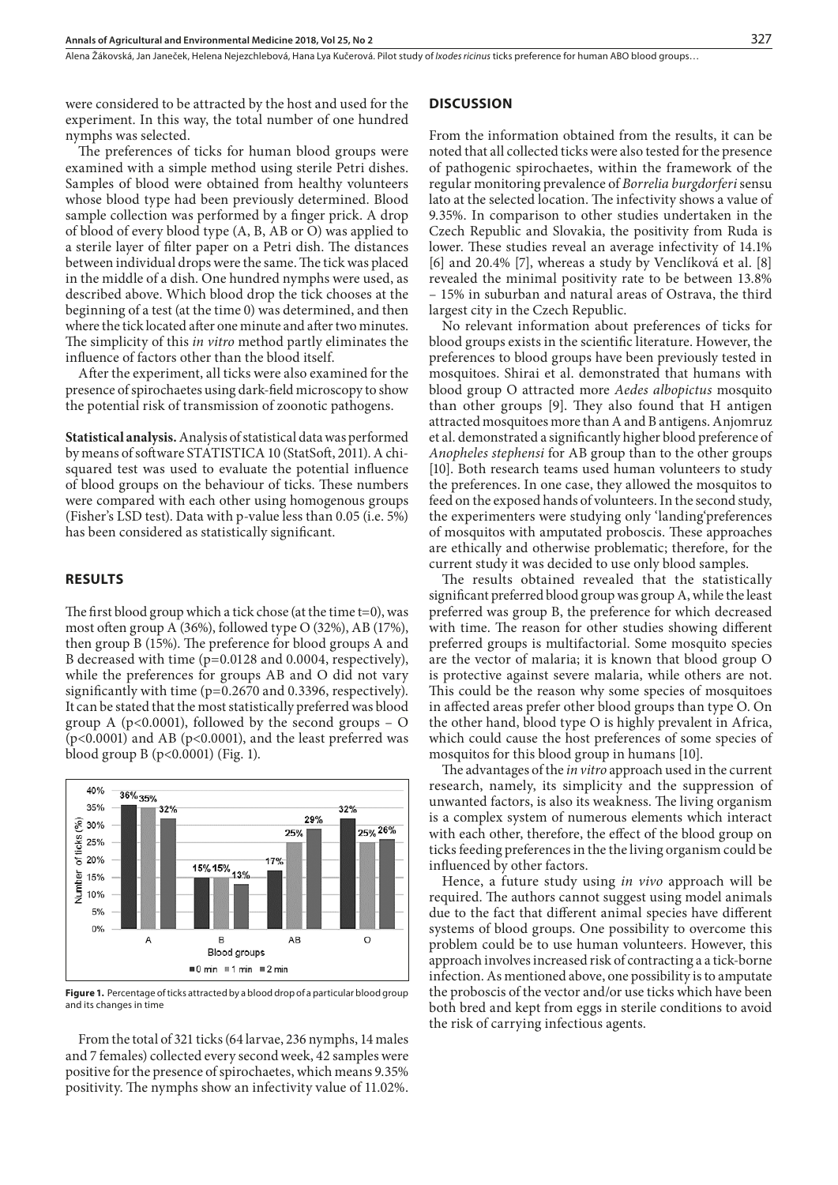were considered to be attracted by the host and used for the experiment. In this way, the total number of one hundred nymphs was selected.

The preferences of ticks for human blood groups were examined with a simple method using sterile Petri dishes. Samples of blood were obtained from healthy volunteers whose blood type had been previously determined. Blood sample collection was performed by a finger prick. A drop of blood of every blood type (A, B, AB or O) was applied to a sterile layer of filter paper on a Petri dish. The distances between individual drops were the same. The tick was placed in the middle of a dish. One hundred nymphs were used, as described above. Which blood drop the tick chooses at the beginning of a test (at the time 0) was determined, and then where the tick located after one minute and after two minutes. The simplicity of this *in vitro* method partly eliminates the influence of factors other than the blood itself.

After the experiment, all ticks were also examined for the presence of spirochaetes using dark-field microscopy to show the potential risk of transmission of zoonotic pathogens.

**Statistical analysis.** Analysis of statistical data was performed by means of software STATISTICA 10 (StatSoft, 2011). A chi-squared test was used to evaluate the potential influence of blood groups on the behaviour of ticks. These numbers were compared with each other using homogenous groups (Fisher's LSD test). Data with p-value less than 0.05 (i.e. 5%) has been considered as statistically significant.

## RESULTS

The first blood group which a tick chose (at the time t=0), was most often group A (36%), followed type O (32%), AB (17%), then group B (15%). The preference for blood groups A and B decreased with time ($p=0.0128$ and 0.0004, respectively), while the preferences for groups AB and O did not vary significantly with time ($p=0.2670$ and 0.3396, respectively). It can be stated that the most statistically preferred was blood group A ($p<0.0001$), followed by the second groups – O ($p<0.0001$) and AB ($p<0.0001$), and the least preferred was blood group B ($p<0.0001$) (Fig. 1).

| Blood groups | 0 min | 1 min | 2 min |
|---|---|---|---|
| A | 36% | 35% | 32% |
| B | 15% | 15% | 13% |
| AB | 17% | 25% | 29% |
| O | 32% | 25% | 26% |

**Figure 1.** Percentage of ticks attracted by a blood drop of a particular blood group and its changes in time

From the total of 321 ticks (64 larvae, 236 nymphs, 14 males and 7 females) collected every second week, 42 samples were positive for the presence of spirochaetes, which means 9.35% positivity. The nymphs show an infectivity value of 11.02%.

## DISCUSSION

From the information obtained from the results, it can be noted that all collected ticks were also tested for the presence of pathogenic spirochaetes, within the framework of the regular monitoring prevalence of *Borrelia burgdorferi* sensu lato at the selected location. The infectivity shows a value of 9.35%. In comparison to other studies undertaken in the Czech Republic and Slovakia, the positivity from Ruda is lower. These studies reveal an average infectivity of 14.1% [6] and 20.4% [7], whereas a study by Venclíková et al. [8] revealed the minimal positivity rate to be between 13.8% – 15% in suburban and natural areas of Ostrava, the third largest city in the Czech Republic.

No relevant information about preferences of ticks for blood groups exists in the scientific literature. However, the preferences to blood groups have been previously tested in mosquitoes. Shirai et al. demonstrated that humans with blood group O attracted more *Aedes albopictus* mosquito than other groups [9]. They also found that H antigen attracted mosquitoes more than A and B antigens. Anjomruz et al. demonstrated a significantly higher blood preference of *Anopheles stephensi* for AB group than to the other groups [10]. Both research teams used human volunteers to study the preferences. In one case, they allowed the mosquitos to feed on the exposed hands of volunteers. In the second study, the experimenters were studying only 'landing'preferences of mosquitos with amputated proboscis. These approaches are ethically and otherwise problematic; therefore, for the current study it was decided to use only blood samples.

The results obtained revealed that the statistically significant preferred blood group was group A, while the least preferred was group B, the preference for which decreased with time. The reason for other studies showing different preferred groups is multifactorial. Some mosquito species are the vector of malaria; it is known that blood group O is protective against severe malaria, while others are not. This could be the reason why some species of mosquitoes in affected areas prefer other blood groups than type O. On the other hand, blood type O is highly prevalent in Africa, which could cause the host preferences of some species of mosquitos for this blood group in humans [10].

The advantages of the *in vitro* approach used in the current research, namely, its simplicity and the suppression of unwanted factors, is also its weakness. The living organism is a complex system of numerous elements which interact with each other, therefore, the effect of the blood group on ticks feeding preferences in the the living organism could be influenced by other factors.

Hence, a future study using *in vivo* approach will be required. The authors cannot suggest using model animals due to the fact that different animal species have different systems of blood groups. One possibility to overcome this problem could be to use human volunteers. However, this approach involves increased risk of contracting a a tick-borne infection. As mentioned above, one possibility is to amputate the proboscis of the vector and/or use ticks which have been both bred and kept from eggs in sterile conditions to avoid the risk of carrying infectious agents.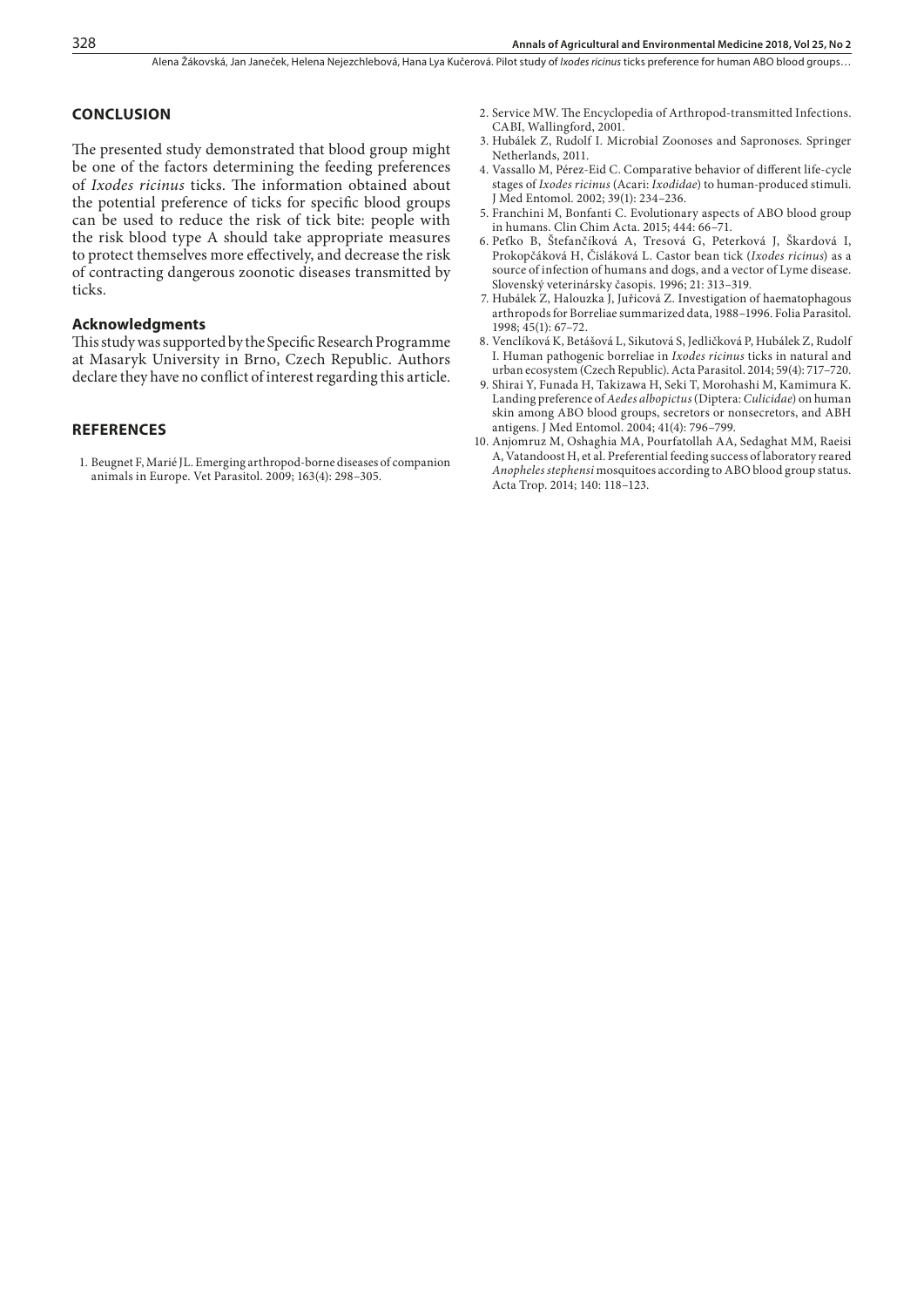## CONCLUSION

The presented study demonstrated that blood group might be one of the factors determining the feeding preferences of *Ixodes ricinus* ticks. The information obtained about the potential preference of ticks for specific blood groups can be used to reduce the risk of tick bite: people with the risk blood type A should take appropriate measures to protect themselves more effectively, and decrease the risk of contracting dangerous zoonotic diseases transmitted by ticks.

### Acknowledgments

This study was supported by the Specific Research Programme at Masaryk University in Brno, Czech Republic. Authors declare they have no conflict of interest regarding this article.

## REFERENCES

1. Beugnet F, Marié JL. Emerging arthropod-borne diseases of companion animals in Europe. Vet Parasitol. 2009; 163(4): 298–305.
2. Service MW. The Encyclopedia of Arthropod-transmitted Infections. CABI, Wallingford, 2001.
3. Hubálek Z, Rudolf I. Microbial Zoonoses and Sapronoses. Springer Netherlands, 2011.
4. Vassallo M, Pérez-Eid C. Comparative behavior of different life-cycle stages of *Ixodes ricinus* (Acari: *Ixodidae*) to human-produced stimuli. J Med Entomol. 2002; 39(1): 234–236.
5. Franchini M, Bonfanti C. Evolutionary aspects of ABO blood group in humans. Clin Chim Acta. 2015; 444: 66–71.
6. Peťko B, Štefančíková A, Tresová G, Peterková J, Škardová I, Prokopčáková H, Čisláková L. Castor bean tick (*Ixodes ricinus*) as a source of infection of humans and dogs, and a vector of Lyme disease. Slovenský veterinársky časopis. 1996; 21: 313–319.
7. Hubálek Z, Halouzka J, Juřicová Z. Investigation of haematophagous arthropods for Borreliae summarized data, 1988–1996. Folia Parasitol. 1998; 45(1): 67–72.
8. Venclíková K, Betášová L, Sikutová S, Jedličková P, Hubálek Z, Rudolf I. Human pathogenic borreliae in *Ixodes ricinus* ticks in natural and urban ecosystem (Czech Republic). Acta Parasitol. 2014; 59(4): 717–720.
9. Shirai Y, Funada H, Takizawa H, Seki T, Morohashi M, Kamimura K. Landing preference of *Aedes albopictus* (Diptera: *Culicidae*) on human skin among ABO blood groups, secretors or nonsecretors, and ABH antigens. J Med Entomol. 2004; 41(4): 796–799.
10. Anjomruz M, Oshaghia MA, Pourfatollah AA, Sedaghat MM, Raeisi A, Vatandoost H, et al. Preferential feeding success of laboratory reared *Anopheles stephensi* mosquitoes according to ABO blood group status. Acta Trop. 2014; 140: 118–123.